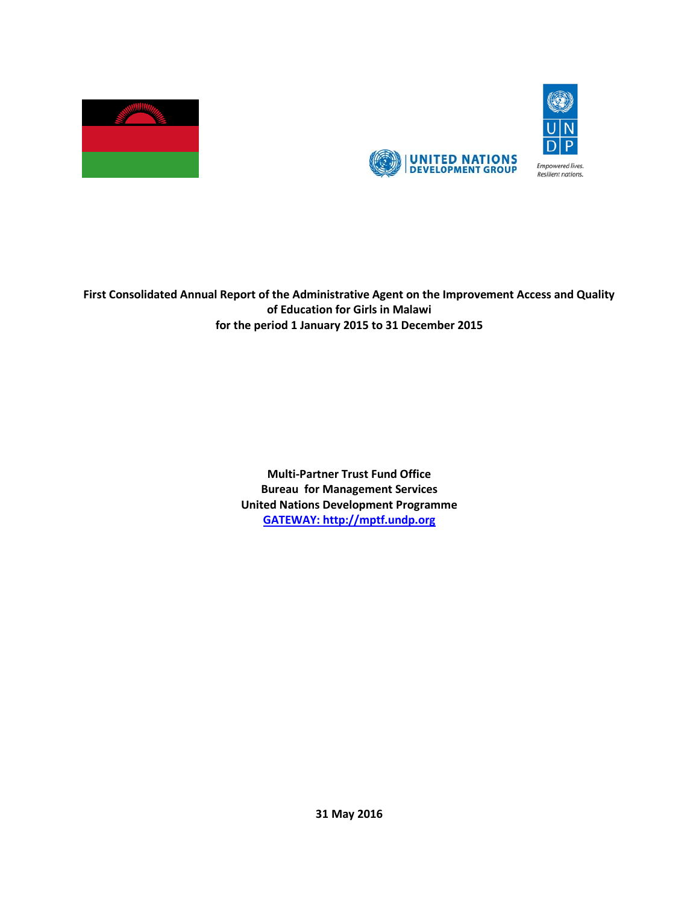**First Consolidated Annual Report of the Administrative Agent on the Improvement Access and Quality of Education for Girls in Malawi**
**for the period 1 January 2015 to 31 December 2015**

**Multi-Partner Trust Fund Office**
**Bureau for Management Services**
**United Nations Development Programme**
**[GATEWAY: http://mptf.undp.org](http://mptf.undp.org)**

**31 May 2016**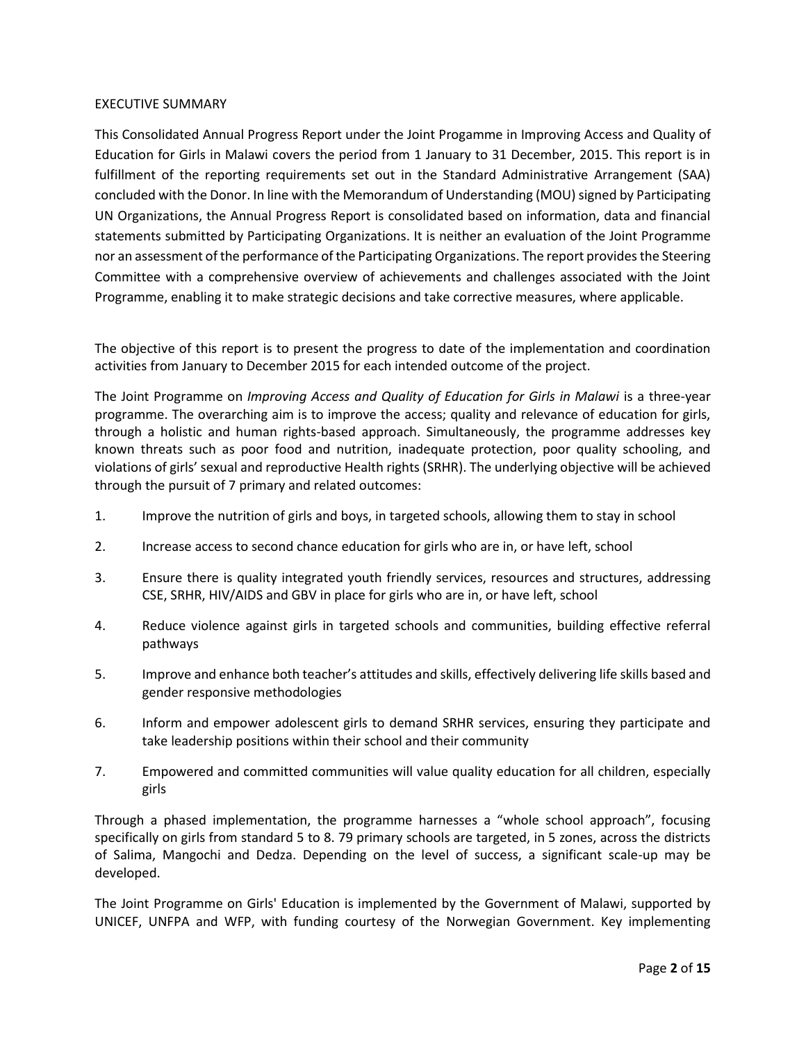## EXECUTIVE SUMMARY

This Consolidated Annual Progress Report under the Joint Progamme in Improving Access and Quality of Education for Girls in Malawi covers the period from 1 January to 31 December, 2015. This report is in fulfillment of the reporting requirements set out in the Standard Administrative Arrangement (SAA) concluded with the Donor. In line with the Memorandum of Understanding (MOU) signed by Participating UN Organizations, the Annual Progress Report is consolidated based on information, data and financial statements submitted by Participating Organizations. It is neither an evaluation of the Joint Programme nor an assessment of the performance of the Participating Organizations. The report provides the Steering Committee with a comprehensive overview of achievements and challenges associated with the Joint Programme, enabling it to make strategic decisions and take corrective measures, where applicable.

The objective of this report is to present the progress to date of the implementation and coordination activities from January to December 2015 for each intended outcome of the project.

The Joint Programme on *Improving Access and Quality of Education for Girls in Malawi* is a three-year programme. The overarching aim is to improve the access; quality and relevance of education for girls, through a holistic and human rights-based approach. Simultaneously, the programme addresses key known threats such as poor food and nutrition, inadequate protection, poor quality schooling, and violations of girls' sexual and reproductive Health rights (SRHR). The underlying objective will be achieved through the pursuit of 7 primary and related outcomes:

1. Improve the nutrition of girls and boys, in targeted schools, allowing them to stay in school
2. Increase access to second chance education for girls who are in, or have left, school
3. Ensure there is quality integrated youth friendly services, resources and structures, addressing CSE, SRHR, HIV/AIDS and GBV in place for girls who are in, or have left, school
4. Reduce violence against girls in targeted schools and communities, building effective referral pathways
5. Improve and enhance both teacher's attitudes and skills, effectively delivering life skills based and gender responsive methodologies
6. Inform and empower adolescent girls to demand SRHR services, ensuring they participate and take leadership positions within their school and their community
7. Empowered and committed communities will value quality education for all children, especially girls

Through a phased implementation, the programme harnesses a "whole school approach", focusing specifically on girls from standard 5 to 8. 79 primary schools are targeted, in 5 zones, across the districts of Salima, Mangochi and Dedza. Depending on the level of success, a significant scale-up may be developed.

The Joint Programme on Girls' Education is implemented by the Government of Malawi, supported by UNICEF, UNFPA and WFP, with funding courtesy of the Norwegian Government. Key implementing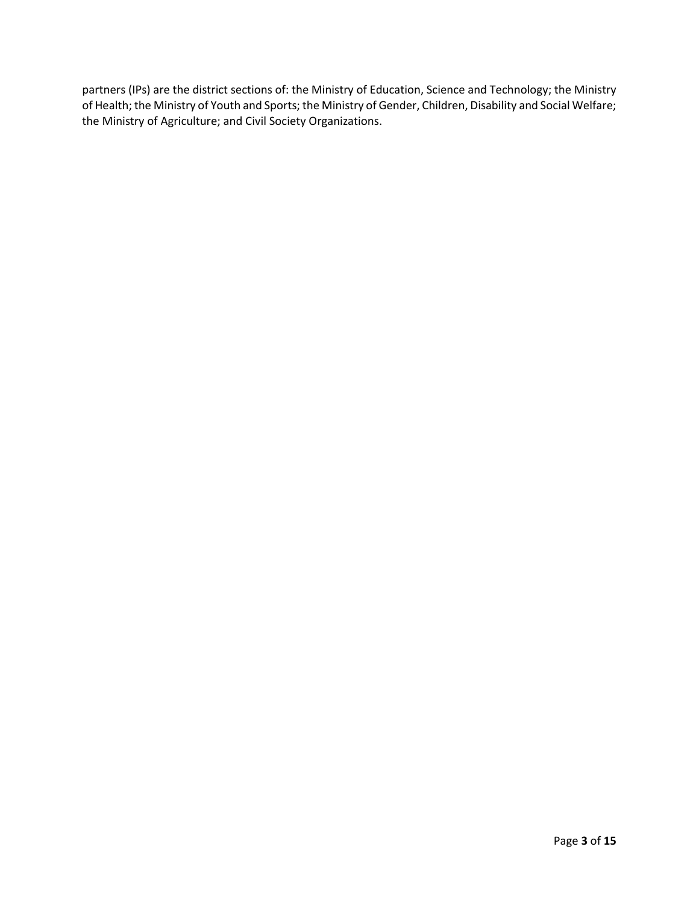partners (IPs) are the district sections of: the Ministry of Education, Science and Technology; the Ministry of Health; the Ministry of Youth and Sports; the Ministry of Gender, Children, Disability and Social Welfare; the Ministry of Agriculture; and Civil Society Organizations.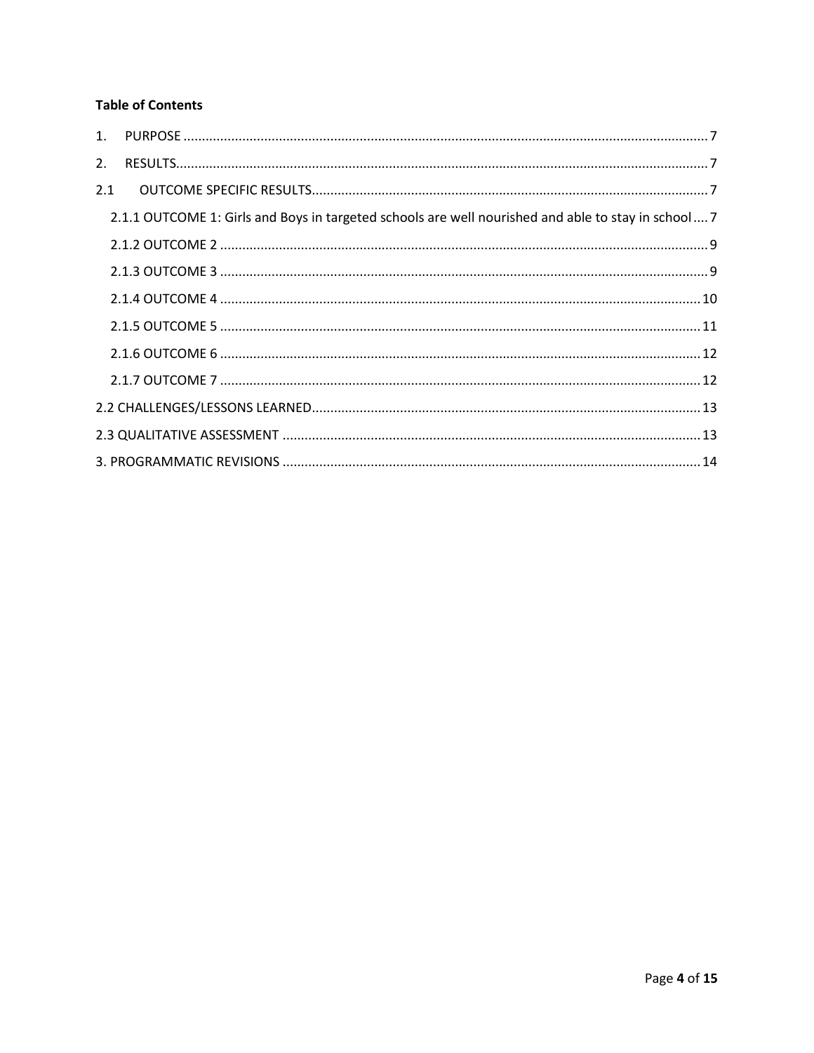**Table of Contents**

1. PURPOSE ............................................................................................................................................. 7
2. RESULTS................................................................................................................................................ 7

2.1 OUTCOME SPECIFIC RESULTS........................................................................................................... 7

- 2.1.1 OUTCOME 1: Girls and Boys in targeted schools are well nourished and able to stay in school .... 7
- 2.1.2 OUTCOME 2 ................................................................................................................................... 9
- 2.1.3 OUTCOME 3 ................................................................................................................................... 9
- 2.1.4 OUTCOME 4 ................................................................................................................................. 10
- 2.1.5 OUTCOME 5 ................................................................................................................................. 11
- 2.1.6 OUTCOME 6 ................................................................................................................................. 12
- 2.1.7 OUTCOME 7 ................................................................................................................................. 12

2.2 CHALLENGES/LESSONS LEARNED......................................................................................................... 13

2.3 QUALITATIVE ASSESSMENT ................................................................................................................. 13

3. PROGRAMMATIC REVISIONS ................................................................................................................. 14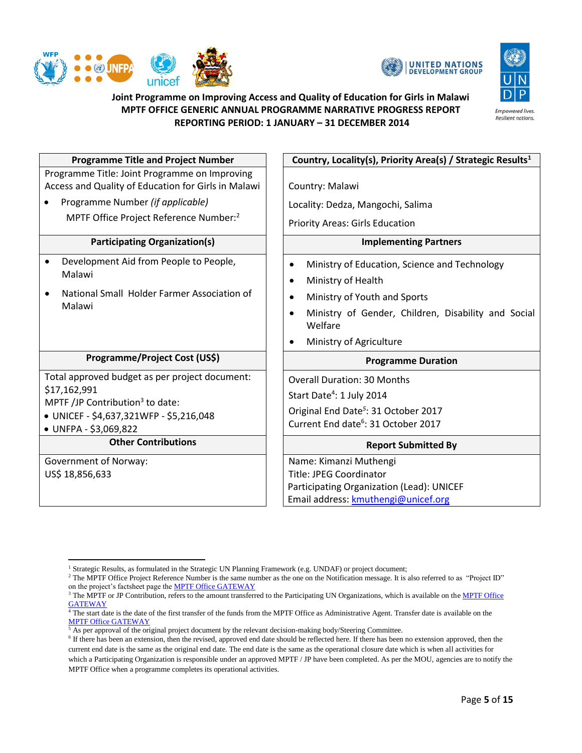**Joint Programme on Improving Access and Quality of Education for Girls in Malawi**
**MPTF OFFICE GENERIC ANNUAL PROGRAMME NARRATIVE PROGRESS REPORT**
**REPORTING PERIOD: 1 JANUARY – 31 DECEMBER 2014**

| **Programme Title and Project Number** | **Country, Locality(s), Priority Area(s) / Strategic Results**[1] |
|---|---|
| Programme Title: Joint Programme on Improving Access and Quality of Education for Girls in Malawi<br>• Programme Number *(if applicable)*<br>MPTF Office Project Reference Number:[2] | Country: Malawi<br>Locality: Dedza, Mangochi, Salima<br>Priority Areas: Girls Education |
| **Participating Organization(s)** | **Implementing Partners** |
| • Development Aid from People to People, Malawi<br>• National Small Holder Farmer Association of Malawi | • Ministry of Education, Science and Technology<br>• Ministry of Health<br>• Ministry of Youth and Sports<br>• Ministry of Gender, Children, Disability and Social Welfare<br>• Ministry of Agriculture |
| **Programme/Project Cost (US$)** | **Programme Duration** |
| Total approved budget as per project document: $17,162,991<br>MPTF /JP Contribution[3] to date:<br>• UNICEF - $4,637,321WFP - $5,216,048<br>• UNFPA - $3,069,822 | Overall Duration: 30 Months<br>Start Date[4]: 1 July 2014<br>Original End Date[5]: 31 October 2017<br>Current End date[6]: 31 October 2017 |
| **Other Contributions** | **Report Submitted By** |
| Government of Norway:<br>US$ 18,856,633 | Name: Kimanzi Muthengi<br>Title: JPEG Coordinator<br>Participating Organization (Lead): UNICEF<br>Email address: kmuthengi@unicef.org |

[1] Strategic Results, as formulated in the Strategic UN Planning Framework (e.g. UNDAF) or project document;
[2] The MPTF Office Project Reference Number is the same number as the one on the Notification message. It is also referred to as "Project ID" on the project's factsheet page the MPTF Office GATEWAY
[3] The MPTF or JP Contribution, refers to the amount transferred to the Participating UN Organizations, which is available on the MPTF Office GATEWAY
[4] The start date is the date of the first transfer of the funds from the MPTF Office as Administrative Agent. Transfer date is available on the MPTF Office GATEWAY
[5] As per approval of the original project document by the relevant decision-making body/Steering Committee.
[6] If there has been an extension, then the revised, approved end date should be reflected here. If there has been no extension approved, then the current end date is the same as the original end date. The end date is the same as the operational closure date which is when all activities for which a Participating Organization is responsible under an approved MPTF / JP have been completed. As per the MOU, agencies are to notify the MPTF Office when a programme completes its operational activities.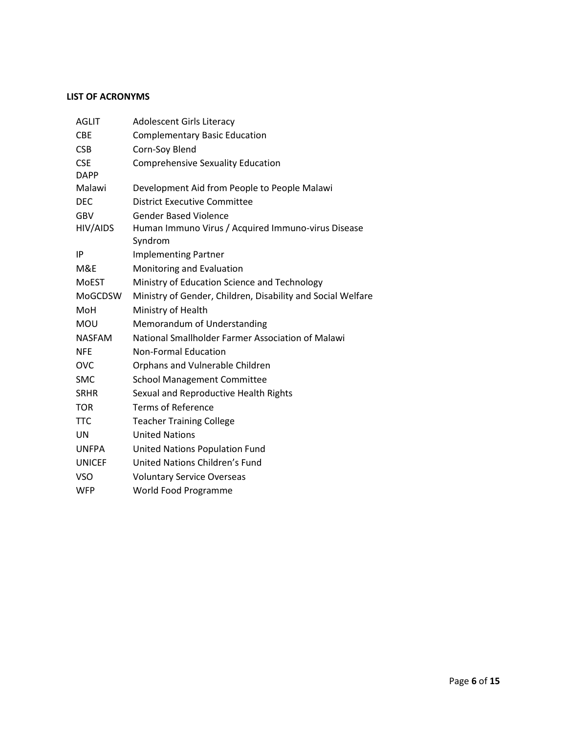**LIST OF ACRONYMS**

| | |
|---|---|
| AGLIT | Adolescent Girls Literacy |
| CBE | Complementary Basic Education |
| CSB | Corn-Soy Blend |
| CSE | Comprehensive Sexuality Education |
| DAPP Malawi | Development Aid from People to People Malawi |
| DEC | District Executive Committee |
| GBV | Gender Based Violence |
| HIV/AIDS | Human Immuno Virus / Acquired Immuno-virus Disease Syndrom |
| IP | Implementing Partner |
| M&E | Monitoring and Evaluation |
| MoEST | Ministry of Education Science and Technology |
| MoGCDSW | Ministry of Gender, Children, Disability and Social Welfare |
| MoH | Ministry of Health |
| MOU | Memorandum of Understanding |
| NASFAM | National Smallholder Farmer Association of Malawi |
| NFE | Non-Formal Education |
| OVC | Orphans and Vulnerable Children |
| SMC | School Management Committee |
| SRHR | Sexual and Reproductive Health Rights |
| TOR | Terms of Reference |
| TTC | Teacher Training College |
| UN | United Nations |
| UNFPA | United Nations Population Fund |
| UNICEF | United Nations Children's Fund |
| VSO | Voluntary Service Overseas |
| WFP | World Food Programme |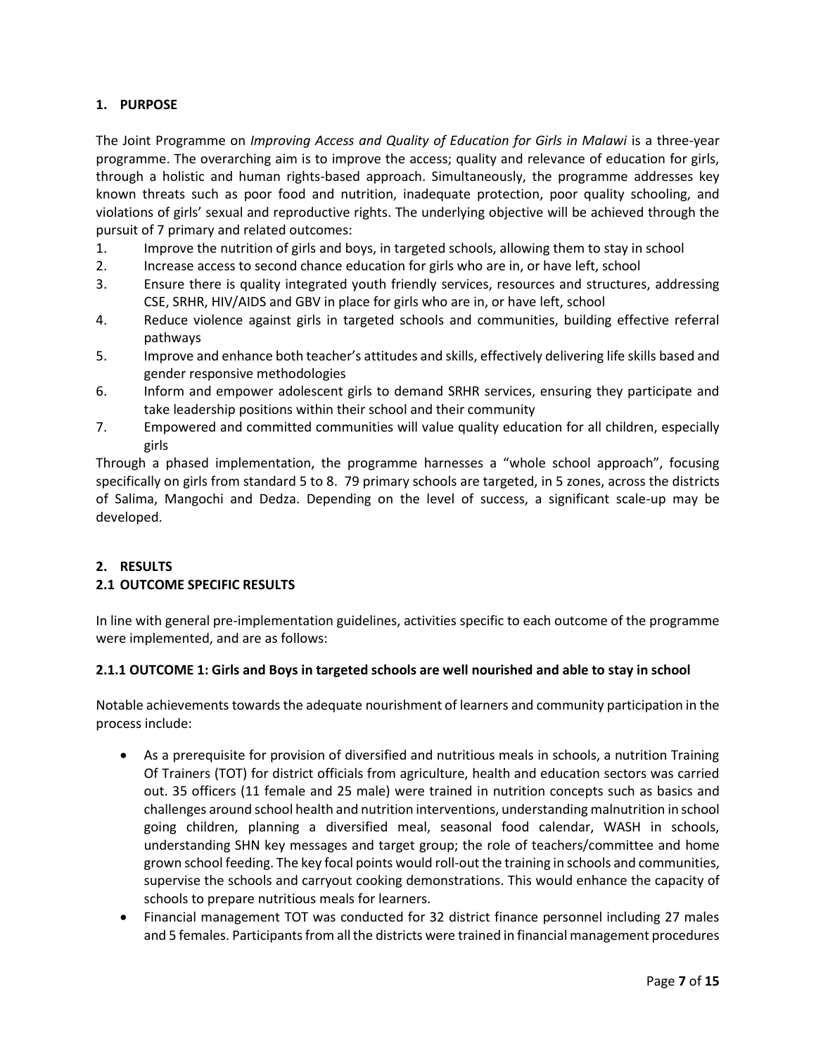## 1. PURPOSE

The Joint Programme on *Improving Access and Quality of Education for Girls in Malawi* is a three-year programme. The overarching aim is to improve the access; quality and relevance of education for girls, through a holistic and human rights-based approach. Simultaneously, the programme addresses key known threats such as poor food and nutrition, inadequate protection, poor quality schooling, and violations of girls' sexual and reproductive rights. The underlying objective will be achieved through the pursuit of 7 primary and related outcomes:

1. Improve the nutrition of girls and boys, in targeted schools, allowing them to stay in school
2. Increase access to second chance education for girls who are in, or have left, school
3. Ensure there is quality integrated youth friendly services, resources and structures, addressing CSE, SRHR, HIV/AIDS and GBV in place for girls who are in, or have left, school
4. Reduce violence against girls in targeted schools and communities, building effective referral pathways
5. Improve and enhance both teacher's attitudes and skills, effectively delivering life skills based and gender responsive methodologies
6. Inform and empower adolescent girls to demand SRHR services, ensuring they participate and take leadership positions within their school and their community
7. Empowered and committed communities will value quality education for all children, especially girls

Through a phased implementation, the programme harnesses a "whole school approach", focusing specifically on girls from standard 5 to 8. 79 primary schools are targeted, in 5 zones, across the districts of Salima, Mangochi and Dedza. Depending on the level of success, a significant scale-up may be developed.

## 2. RESULTS

### 2.1 OUTCOME SPECIFIC RESULTS

In line with general pre-implementation guidelines, activities specific to each outcome of the programme were implemented, and are as follows:

#### 2.1.1 OUTCOME 1: Girls and Boys in targeted schools are well nourished and able to stay in school

Notable achievements towards the adequate nourishment of learners and community participation in the process include:

- As a prerequisite for provision of diversified and nutritious meals in schools, a nutrition Training Of Trainers (TOT) for district officials from agriculture, health and education sectors was carried out. 35 officers (11 female and 25 male) were trained in nutrition concepts such as basics and challenges around school health and nutrition interventions, understanding malnutrition in school going children, planning a diversified meal, seasonal food calendar, WASH in schools, understanding SHN key messages and target group; the role of teachers/committee and home grown school feeding. The key focal points would roll-out the training in schools and communities, supervise the schools and carryout cooking demonstrations. This would enhance the capacity of schools to prepare nutritious meals for learners.
- Financial management TOT was conducted for 32 district finance personnel including 27 males and 5 females. Participants from all the districts were trained in financial management procedures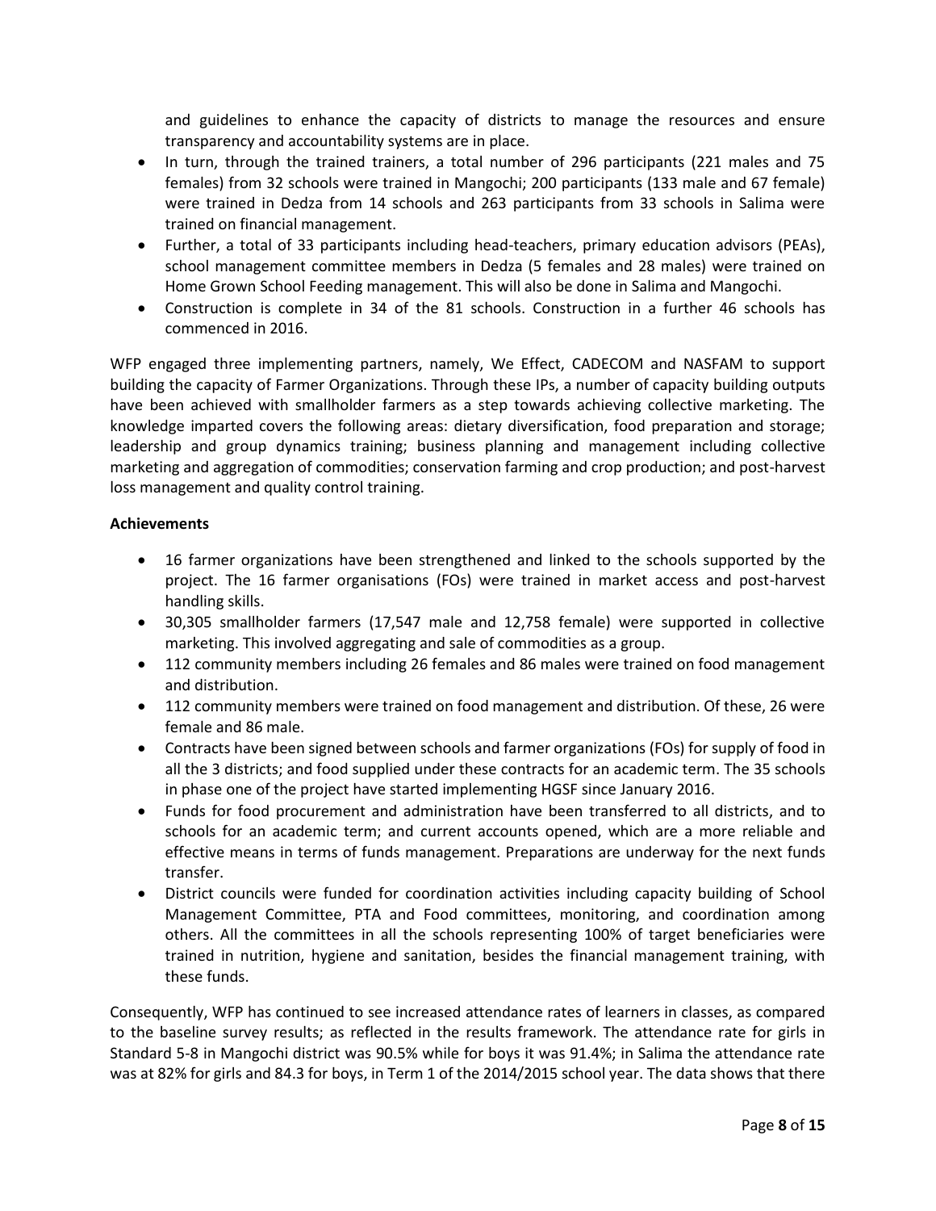and guidelines to enhance the capacity of districts to manage the resources and ensure transparency and accountability systems are in place.

- In turn, through the trained trainers, a total number of 296 participants (221 males and 75 females) from 32 schools were trained in Mangochi; 200 participants (133 male and 67 female) were trained in Dedza from 14 schools and 263 participants from 33 schools in Salima were trained on financial management.
- Further, a total of 33 participants including head-teachers, primary education advisors (PEAs), school management committee members in Dedza (5 females and 28 males) were trained on Home Grown School Feeding management. This will also be done in Salima and Mangochi.
- Construction is complete in 34 of the 81 schools. Construction in a further 46 schools has commenced in 2016.

WFP engaged three implementing partners, namely, We Effect, CADECOM and NASFAM to support building the capacity of Farmer Organizations. Through these IPs, a number of capacity building outputs have been achieved with smallholder farmers as a step towards achieving collective marketing. The knowledge imparted covers the following areas: dietary diversification, food preparation and storage; leadership and group dynamics training; business planning and management including collective marketing and aggregation of commodities; conservation farming and crop production; and post-harvest loss management and quality control training.

**Achievements**

- 16 farmer organizations have been strengthened and linked to the schools supported by the project. The 16 farmer organisations (FOs) were trained in market access and post-harvest handling skills.
- 30,305 smallholder farmers (17,547 male and 12,758 female) were supported in collective marketing. This involved aggregating and sale of commodities as a group.
- 112 community members including 26 females and 86 males were trained on food management and distribution.
- 112 community members were trained on food management and distribution. Of these, 26 were female and 86 male.
- Contracts have been signed between schools and farmer organizations (FOs) for supply of food in all the 3 districts; and food supplied under these contracts for an academic term. The 35 schools in phase one of the project have started implementing HGSF since January 2016.
- Funds for food procurement and administration have been transferred to all districts, and to schools for an academic term; and current accounts opened, which are a more reliable and effective means in terms of funds management. Preparations are underway for the next funds transfer.
- District councils were funded for coordination activities including capacity building of School Management Committee, PTA and Food committees, monitoring, and coordination among others. All the committees in all the schools representing 100% of target beneficiaries were trained in nutrition, hygiene and sanitation, besides the financial management training, with these funds.

Consequently, WFP has continued to see increased attendance rates of learners in classes, as compared to the baseline survey results; as reflected in the results framework. The attendance rate for girls in Standard 5-8 in Mangochi district was 90.5% while for boys it was 91.4%; in Salima the attendance rate was at 82% for girls and 84.3 for boys, in Term 1 of the 2014/2015 school year. The data shows that there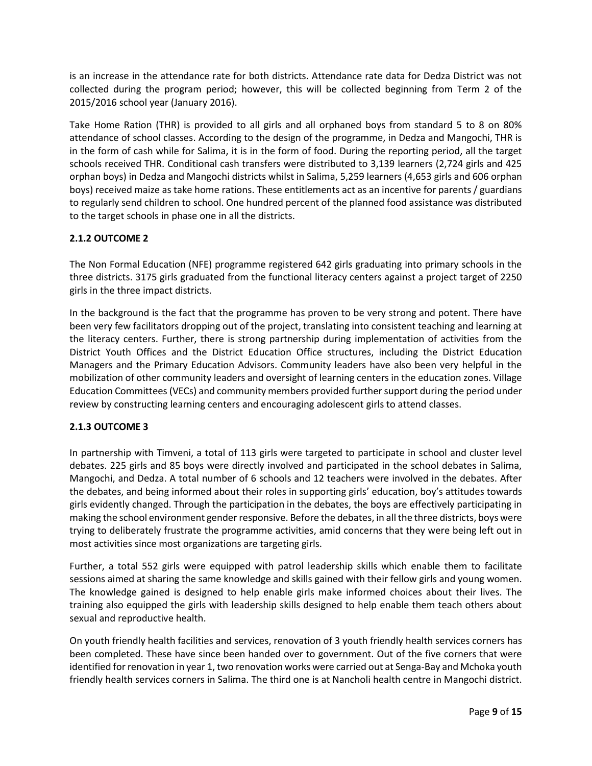is an increase in the attendance rate for both districts. Attendance rate data for Dedza District was not collected during the program period; however, this will be collected beginning from Term 2 of the 2015/2016 school year (January 2016).

Take Home Ration (THR) is provided to all girls and all orphaned boys from standard 5 to 8 on 80% attendance of school classes. According to the design of the programme, in Dedza and Mangochi, THR is in the form of cash while for Salima, it is in the form of food. During the reporting period, all the target schools received THR. Conditional cash transfers were distributed to 3,139 learners (2,724 girls and 425 orphan boys) in Dedza and Mangochi districts whilst in Salima, 5,259 learners (4,653 girls and 606 orphan boys) received maize as take home rations. These entitlements act as an incentive for parents / guardians to regularly send children to school. One hundred percent of the planned food assistance was distributed to the target schools in phase one in all the districts.

### 2.1.2 OUTCOME 2

The Non Formal Education (NFE) programme registered 642 girls graduating into primary schools in the three districts. 3175 girls graduated from the functional literacy centers against a project target of 2250 girls in the three impact districts.

In the background is the fact that the programme has proven to be very strong and potent. There have been very few facilitators dropping out of the project, translating into consistent teaching and learning at the literacy centers. Further, there is strong partnership during implementation of activities from the District Youth Offices and the District Education Office structures, including the District Education Managers and the Primary Education Advisors. Community leaders have also been very helpful in the mobilization of other community leaders and oversight of learning centers in the education zones. Village Education Committees (VECs) and community members provided further support during the period under review by constructing learning centers and encouraging adolescent girls to attend classes.

### 2.1.3 OUTCOME 3

In partnership with Timveni, a total of 113 girls were targeted to participate in school and cluster level debates. 225 girls and 85 boys were directly involved and participated in the school debates in Salima, Mangochi, and Dedza. A total number of 6 schools and 12 teachers were involved in the debates. After the debates, and being informed about their roles in supporting girls' education, boy's attitudes towards girls evidently changed. Through the participation in the debates, the boys are effectively participating in making the school environment gender responsive. Before the debates, in all the three districts, boys were trying to deliberately frustrate the programme activities, amid concerns that they were being left out in most activities since most organizations are targeting girls.

Further, a total 552 girls were equipped with patrol leadership skills which enable them to facilitate sessions aimed at sharing the same knowledge and skills gained with their fellow girls and young women. The knowledge gained is designed to help enable girls make informed choices about their lives. The training also equipped the girls with leadership skills designed to help enable them teach others about sexual and reproductive health.

On youth friendly health facilities and services, renovation of 3 youth friendly health services corners has been completed. These have since been handed over to government. Out of the five corners that were identified for renovation in year 1, two renovation works were carried out at Senga-Bay and Mchoka youth friendly health services corners in Salima. The third one is at Nancholi health centre in Mangochi district.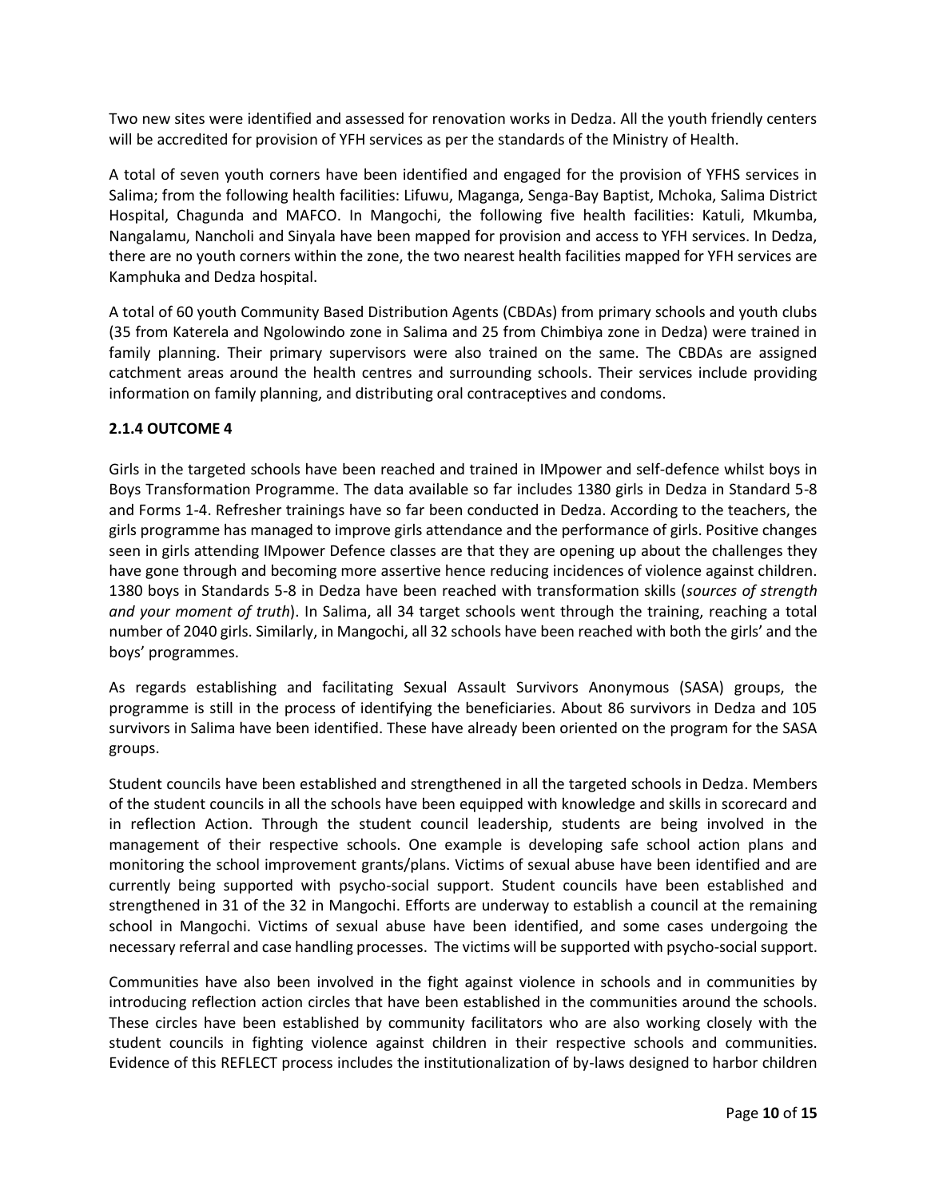Two new sites were identified and assessed for renovation works in Dedza. All the youth friendly centers will be accredited for provision of YFH services as per the standards of the Ministry of Health.

A total of seven youth corners have been identified and engaged for the provision of YFHS services in Salima; from the following health facilities: Lifuwu, Maganga, Senga-Bay Baptist, Mchoka, Salima District Hospital, Chagunda and MAFCO. In Mangochi, the following five health facilities: Katuli, Mkumba, Nangalamu, Nancholi and Sinyala have been mapped for provision and access to YFH services. In Dedza, there are no youth corners within the zone, the two nearest health facilities mapped for YFH services are Kamphuka and Dedza hospital.

A total of 60 youth Community Based Distribution Agents (CBDAs) from primary schools and youth clubs (35 from Katerela and Ngolowindo zone in Salima and 25 from Chimbiya zone in Dedza) were trained in family planning. Their primary supervisors were also trained on the same. The CBDAs are assigned catchment areas around the health centres and surrounding schools. Their services include providing information on family planning, and distributing oral contraceptives and condoms.

### 2.1.4 OUTCOME 4

Girls in the targeted schools have been reached and trained in IMpower and self-defence whilst boys in Boys Transformation Programme. The data available so far includes 1380 girls in Dedza in Standard 5-8 and Forms 1-4. Refresher trainings have so far been conducted in Dedza. According to the teachers, the girls programme has managed to improve girls attendance and the performance of girls. Positive changes seen in girls attending IMpower Defence classes are that they are opening up about the challenges they have gone through and becoming more assertive hence reducing incidences of violence against children. 1380 boys in Standards 5-8 in Dedza have been reached with transformation skills (*sources of strength and your moment of truth*). In Salima, all 34 target schools went through the training, reaching a total number of 2040 girls. Similarly, in Mangochi, all 32 schools have been reached with both the girls' and the boys' programmes.

As regards establishing and facilitating Sexual Assault Survivors Anonymous (SASA) groups, the programme is still in the process of identifying the beneficiaries. About 86 survivors in Dedza and 105 survivors in Salima have been identified. These have already been oriented on the program for the SASA groups.

Student councils have been established and strengthened in all the targeted schools in Dedza. Members of the student councils in all the schools have been equipped with knowledge and skills in scorecard and in reflection Action. Through the student council leadership, students are being involved in the management of their respective schools. One example is developing safe school action plans and monitoring the school improvement grants/plans. Victims of sexual abuse have been identified and are currently being supported with psycho-social support. Student councils have been established and strengthened in 31 of the 32 in Mangochi. Efforts are underway to establish a council at the remaining school in Mangochi. Victims of sexual abuse have been identified, and some cases undergoing the necessary referral and case handling processes. The victims will be supported with psycho-social support.

Communities have also been involved in the fight against violence in schools and in communities by introducing reflection action circles that have been established in the communities around the schools. These circles have been established by community facilitators who are also working closely with the student councils in fighting violence against children in their respective schools and communities. Evidence of this REFLECT process includes the institutionalization of by-laws designed to harbor children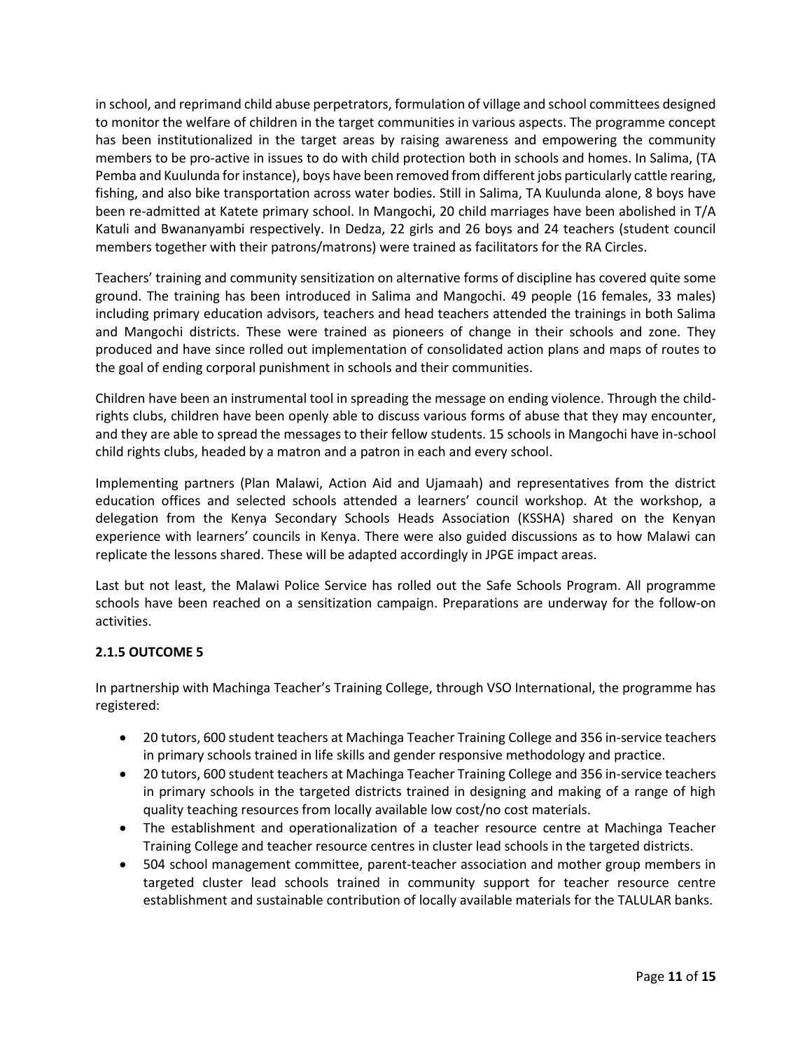in school, and reprimand child abuse perpetrators, formulation of village and school committees designed to monitor the welfare of children in the target communities in various aspects. The programme concept has been institutionalized in the target areas by raising awareness and empowering the community members to be pro-active in issues to do with child protection both in schools and homes. In Salima, (TA Pemba and Kuulunda for instance), boys have been removed from different jobs particularly cattle rearing, fishing, and also bike transportation across water bodies. Still in Salima, TA Kuulunda alone, 8 boys have been re-admitted at Katete primary school. In Mangochi, 20 child marriages have been abolished in T/A Katuli and Bwananyambi respectively. In Dedza, 22 girls and 26 boys and 24 teachers (student council members together with their patrons/matrons) were trained as facilitators for the RA Circles.

Teachers' training and community sensitization on alternative forms of discipline has covered quite some ground. The training has been introduced in Salima and Mangochi. 49 people (16 females, 33 males) including primary education advisors, teachers and head teachers attended the trainings in both Salima and Mangochi districts. These were trained as pioneers of change in their schools and zone. They produced and have since rolled out implementation of consolidated action plans and maps of routes to the goal of ending corporal punishment in schools and their communities.

Children have been an instrumental tool in spreading the message on ending violence. Through the child-rights clubs, children have been openly able to discuss various forms of abuse that they may encounter, and they are able to spread the messages to their fellow students. 15 schools in Mangochi have in-school child rights clubs, headed by a matron and a patron in each and every school.

Implementing partners (Plan Malawi, Action Aid and Ujamaah) and representatives from the district education offices and selected schools attended a learners' council workshop. At the workshop, a delegation from the Kenya Secondary Schools Heads Association (KSSHA) shared on the Kenyan experience with learners' councils in Kenya. There were also guided discussions as to how Malawi can replicate the lessons shared. These will be adapted accordingly in JPGE impact areas.

Last but not least, the Malawi Police Service has rolled out the Safe Schools Program. All programme schools have been reached on a sensitization campaign. Preparations are underway for the follow-on activities.

### 2.1.5 OUTCOME 5

In partnership with Machinga Teacher's Training College, through VSO International, the programme has registered:

- 20 tutors, 600 student teachers at Machinga Teacher Training College and 356 in-service teachers in primary schools trained in life skills and gender responsive methodology and practice.
- 20 tutors, 600 student teachers at Machinga Teacher Training College and 356 in-service teachers in primary schools in the targeted districts trained in designing and making of a range of high quality teaching resources from locally available low cost/no cost materials.
- The establishment and operationalization of a teacher resource centre at Machinga Teacher Training College and teacher resource centres in cluster lead schools in the targeted districts.
- 504 school management committee, parent-teacher association and mother group members in targeted cluster lead schools trained in community support for teacher resource centre establishment and sustainable contribution of locally available materials for the TALULAR banks.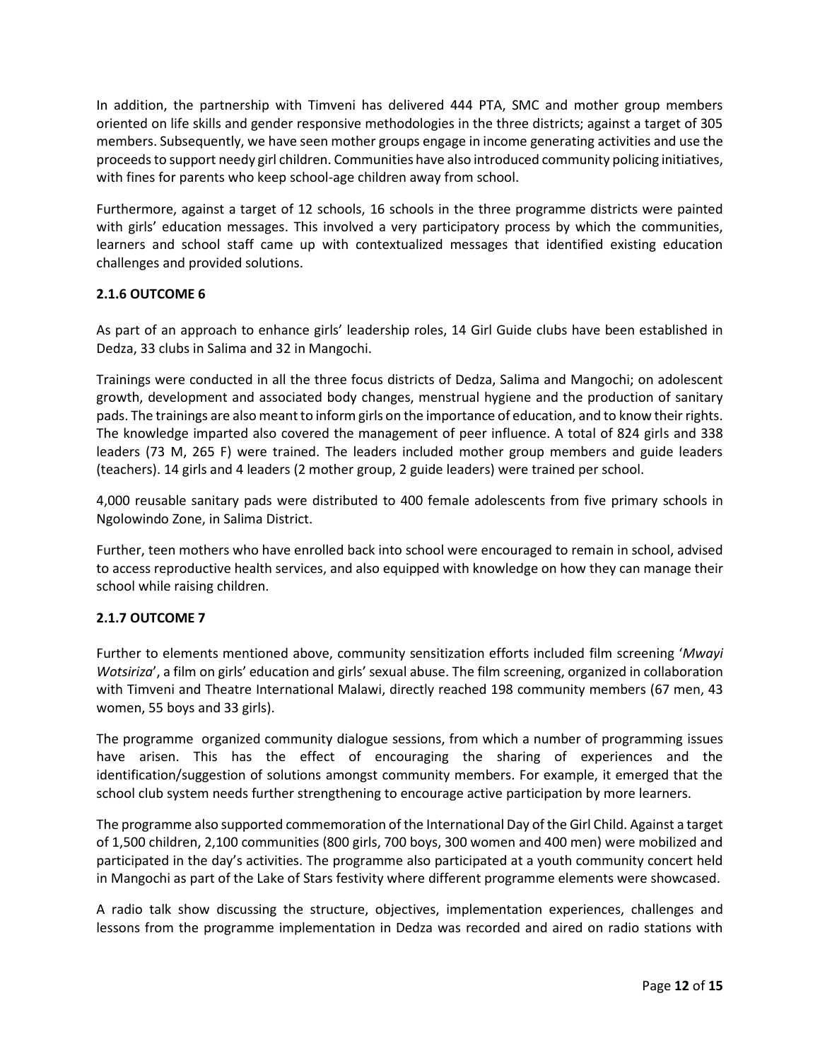In addition, the partnership with Timveni has delivered 444 PTA, SMC and mother group members oriented on life skills and gender responsive methodologies in the three districts; against a target of 305 members. Subsequently, we have seen mother groups engage in income generating activities and use the proceeds to support needy girl children. Communities have also introduced community policing initiatives, with fines for parents who keep school-age children away from school.

Furthermore, against a target of 12 schools, 16 schools in the three programme districts were painted with girls' education messages. This involved a very participatory process by which the communities, learners and school staff came up with contextualized messages that identified existing education challenges and provided solutions.

### 2.1.6 OUTCOME 6

As part of an approach to enhance girls' leadership roles, 14 Girl Guide clubs have been established in Dedza, 33 clubs in Salima and 32 in Mangochi.

Trainings were conducted in all the three focus districts of Dedza, Salima and Mangochi; on adolescent growth, development and associated body changes, menstrual hygiene and the production of sanitary pads. The trainings are also meant to inform girls on the importance of education, and to know their rights. The knowledge imparted also covered the management of peer influence. A total of 824 girls and 338 leaders (73 M, 265 F) were trained. The leaders included mother group members and guide leaders (teachers). 14 girls and 4 leaders (2 mother group, 2 guide leaders) were trained per school.

4,000 reusable sanitary pads were distributed to 400 female adolescents from five primary schools in Ngolowindo Zone, in Salima District.

Further, teen mothers who have enrolled back into school were encouraged to remain in school, advised to access reproductive health services, and also equipped with knowledge on how they can manage their school while raising children.

### 2.1.7 OUTCOME 7

Further to elements mentioned above, community sensitization efforts included film screening '*Mwayi Wotsiriza*', a film on girls' education and girls' sexual abuse. The film screening, organized in collaboration with Timveni and Theatre International Malawi, directly reached 198 community members (67 men, 43 women, 55 boys and 33 girls).

The programme organized community dialogue sessions, from which a number of programming issues have arisen. This has the effect of encouraging the sharing of experiences and the identification/suggestion of solutions amongst community members. For example, it emerged that the school club system needs further strengthening to encourage active participation by more learners.

The programme also supported commemoration of the International Day of the Girl Child. Against a target of 1,500 children, 2,100 communities (800 girls, 700 boys, 300 women and 400 men) were mobilized and participated in the day's activities. The programme also participated at a youth community concert held in Mangochi as part of the Lake of Stars festivity where different programme elements were showcased.

A radio talk show discussing the structure, objectives, implementation experiences, challenges and lessons from the programme implementation in Dedza was recorded and aired on radio stations with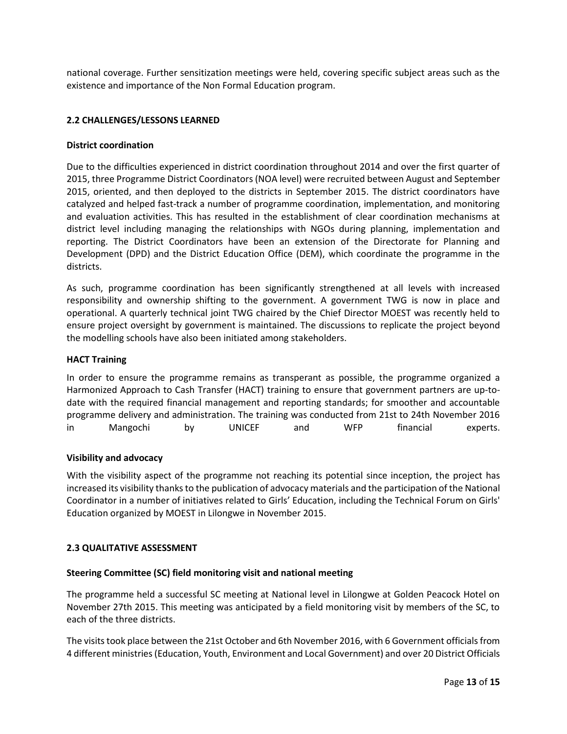national coverage. Further sensitization meetings were held, covering specific subject areas such as the existence and importance of the Non Formal Education program.

## 2.2 CHALLENGES/LESSONS LEARNED

**District coordination**

Due to the difficulties experienced in district coordination throughout 2014 and over the first quarter of 2015, three Programme District Coordinators (NOA level) were recruited between August and September 2015, oriented, and then deployed to the districts in September 2015. The district coordinators have catalyzed and helped fast-track a number of programme coordination, implementation, and monitoring and evaluation activities. This has resulted in the establishment of clear coordination mechanisms at district level including managing the relationships with NGOs during planning, implementation and reporting. The District Coordinators have been an extension of the Directorate for Planning and Development (DPD) and the District Education Office (DEM), which coordinate the programme in the districts.

As such, programme coordination has been significantly strengthened at all levels with increased responsibility and ownership shifting to the government. A government TWG is now in place and operational. A quarterly technical joint TWG chaired by the Chief Director MOEST was recently held to ensure project oversight by government is maintained. The discussions to replicate the project beyond the modelling schools have also been initiated among stakeholders.

**HACT Training**

In order to ensure the programme remains as transperant as possible, the programme organized a Harmonized Approach to Cash Transfer (HACT) training to ensure that government partners are up-to-date with the required financial management and reporting standards; for smoother and accountable programme delivery and administration. The training was conducted from 21st to 24th November 2016 in Mangochi by UNICEF and WFP financial experts.

**Visibility and advocacy**

With the visibility aspect of the programme not reaching its potential since inception, the project has increased its visibility thanks to the publication of advocacy materials and the participation of the National Coordinator in a number of initiatives related to Girls' Education, including the Technical Forum on Girls' Education organized by MOEST in Lilongwe in November 2015.

## 2.3 QUALITATIVE ASSESSMENT

**Steering Committee (SC) field monitoring visit and national meeting**

The programme held a successful SC meeting at National level in Lilongwe at Golden Peacock Hotel on November 27th 2015. This meeting was anticipated by a field monitoring visit by members of the SC, to each of the three districts.

The visits took place between the 21st October and 6th November 2016, with 6 Government officials from 4 different ministries (Education, Youth, Environment and Local Government) and over 20 District Officials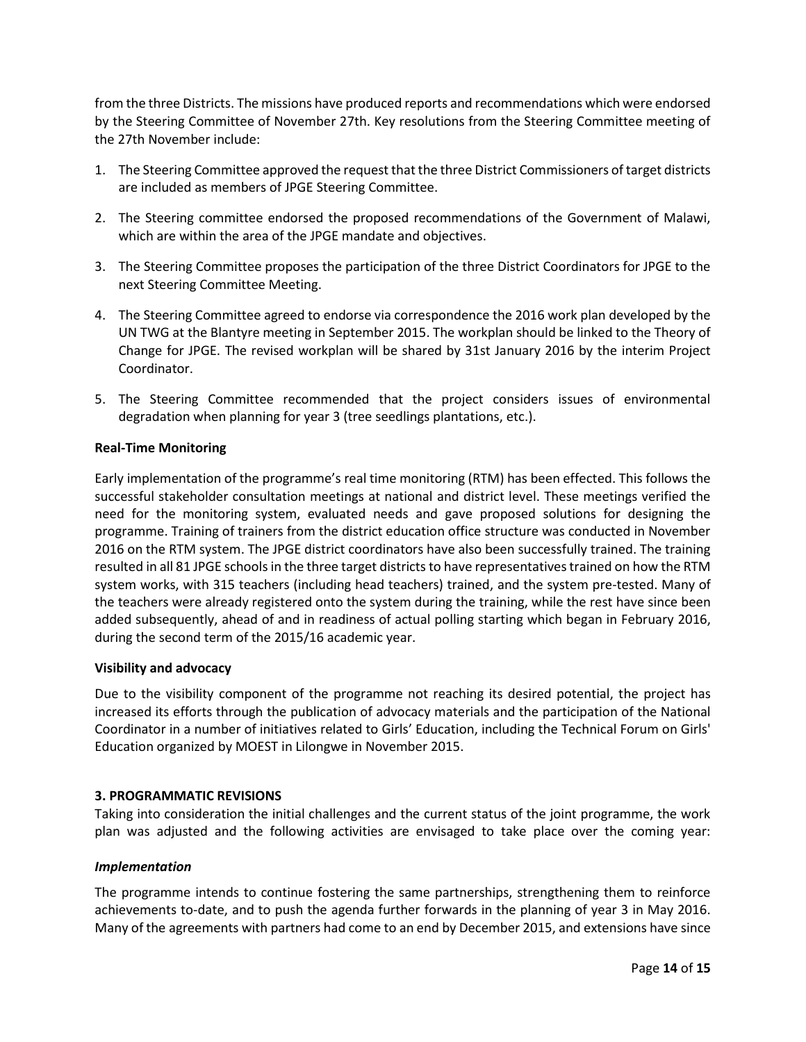from the three Districts. The missions have produced reports and recommendations which were endorsed by the Steering Committee of November 27th. Key resolutions from the Steering Committee meeting of the 27th November include:

1. The Steering Committee approved the request that the three District Commissioners of target districts are included as members of JPGE Steering Committee.
2. The Steering committee endorsed the proposed recommendations of the Government of Malawi, which are within the area of the JPGE mandate and objectives.
3. The Steering Committee proposes the participation of the three District Coordinators for JPGE to the next Steering Committee Meeting.
4. The Steering Committee agreed to endorse via correspondence the 2016 work plan developed by the UN TWG at the Blantyre meeting in September 2015. The workplan should be linked to the Theory of Change for JPGE. The revised workplan will be shared by 31st January 2016 by the interim Project Coordinator.
5. The Steering Committee recommended that the project considers issues of environmental degradation when planning for year 3 (tree seedlings plantations, etc.).

**Real-Time Monitoring**

Early implementation of the programme's real time monitoring (RTM) has been effected. This follows the successful stakeholder consultation meetings at national and district level. These meetings verified the need for the monitoring system, evaluated needs and gave proposed solutions for designing the programme. Training of trainers from the district education office structure was conducted in November 2016 on the RTM system. The JPGE district coordinators have also been successfully trained. The training resulted in all 81 JPGE schools in the three target districts to have representatives trained on how the RTM system works, with 315 teachers (including head teachers) trained, and the system pre-tested. Many of the teachers were already registered onto the system during the training, while the rest have since been added subsequently, ahead of and in readiness of actual polling starting which began in February 2016, during the second term of the 2015/16 academic year.

**Visibility and advocacy**

Due to the visibility component of the programme not reaching its desired potential, the project has increased its efforts through the publication of advocacy materials and the participation of the National Coordinator in a number of initiatives related to Girls' Education, including the Technical Forum on Girls' Education organized by MOEST in Lilongwe in November 2015.

**3. PROGRAMMATIC REVISIONS**

Taking into consideration the initial challenges and the current status of the joint programme, the work plan was adjusted and the following activities are envisaged to take place over the coming year:

***Implementation***

The programme intends to continue fostering the same partnerships, strengthening them to reinforce achievements to-date, and to push the agenda further forwards in the planning of year 3 in May 2016. Many of the agreements with partners had come to an end by December 2015, and extensions have since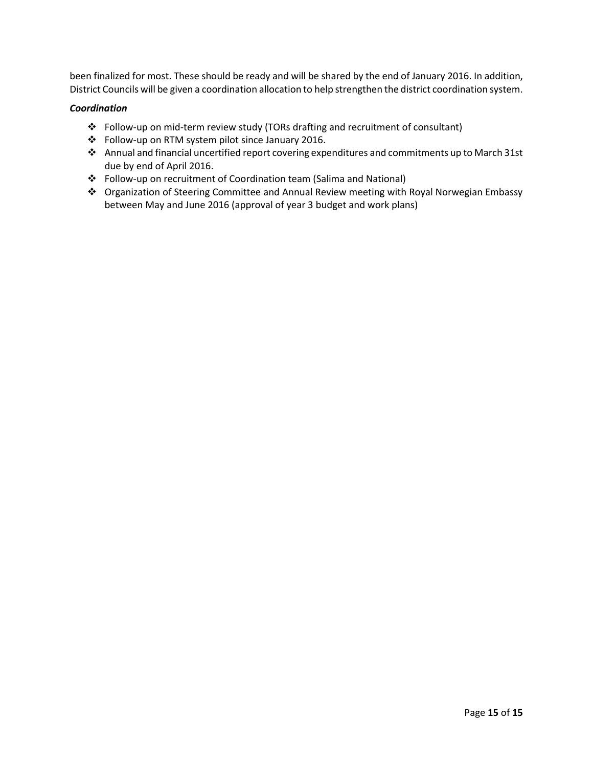been finalized for most. These should be ready and will be shared by the end of January 2016. In addition, District Councils will be given a coordination allocation to help strengthen the district coordination system.

***Coordination***

- Follow-up on mid-term review study (TORs drafting and recruitment of consultant)
- Follow-up on RTM system pilot since January 2016.
- Annual and financial uncertified report covering expenditures and commitments up to March 31st due by end of April 2016.
- Follow-up on recruitment of Coordination team (Salima and National)
- Organization of Steering Committee and Annual Review meeting with Royal Norwegian Embassy between May and June 2016 (approval of year 3 budget and work plans)